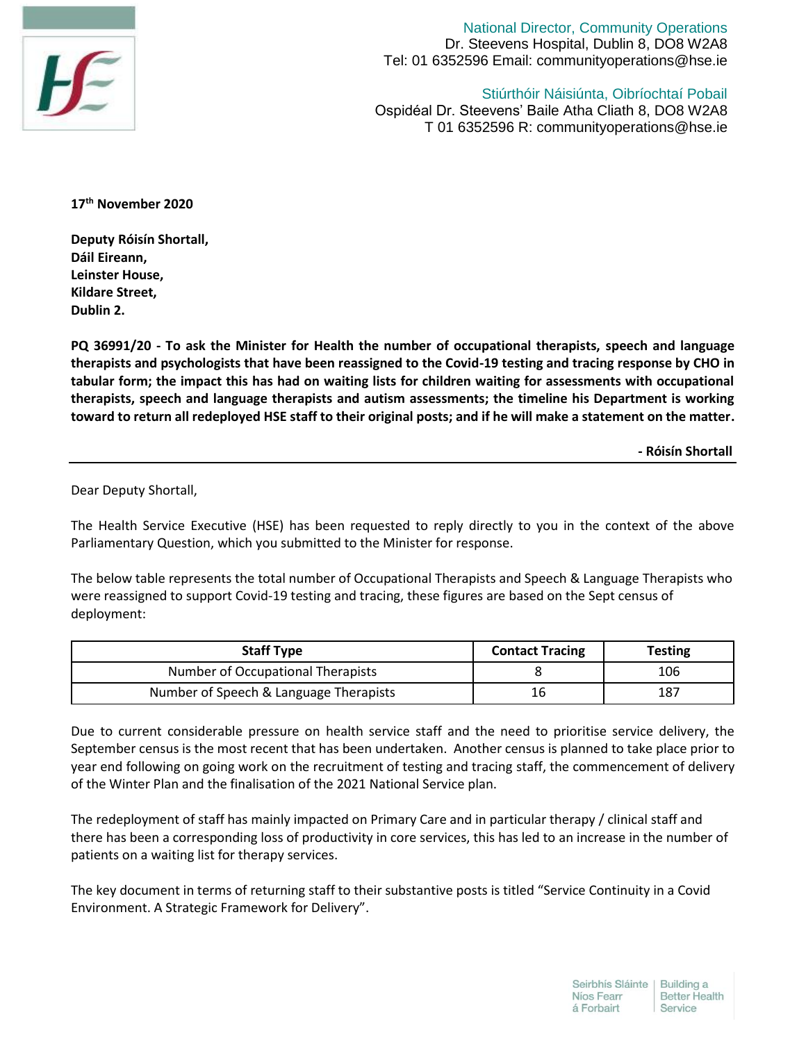National Director, Community Operations
Dr. Steevens Hospital, Dublin 8, DO8 W2A8
Tel: 01 6352596 Email: communityoperations@hse.ie

Stiúrthóir Náisiúnta, Oibríochtaí Pobail
Ospidéal Dr. Steevens' Baile Atha Cliath 8, DO8 W2A8
T 01 6352596 R: communityoperations@hse.ie

**17th November 2020**

**Deputy Róisín Shortall,**
**Dáil Eireann,**
**Leinster House,**
**Kildare Street,**
**Dublin 2.**

**PQ 36991/20 - To ask the Minister for Health the number of occupational therapists, speech and language therapists and psychologists that have been reassigned to the Covid-19 testing and tracing response by CHO in tabular form; the impact this has had on waiting lists for children waiting for assessments with occupational therapists, speech and language therapists and autism assessments; the timeline his Department is working toward to return all redeployed HSE staff to their original posts; and if he will make a statement on the matter.**

**- Róisín Shortall**

---

Dear Deputy Shortall,

The Health Service Executive (HSE) has been requested to reply directly to you in the context of the above Parliamentary Question, which you submitted to the Minister for response.

The below table represents the total number of Occupational Therapists and Speech & Language Therapists who were reassigned to support Covid-19 testing and tracing, these figures are based on the Sept census of deployment:

| Staff Type | Contact Tracing | Testing |
|---|---|---|
| Number of Occupational Therapists | 8 | 106 |
| Number of Speech & Language Therapists | 16 | 187 |

Due to current considerable pressure on health service staff and the need to prioritise service delivery, the September census is the most recent that has been undertaken. Another census is planned to take place prior to year end following on going work on the recruitment of testing and tracing staff, the commencement of delivery of the Winter Plan and the finalisation of the 2021 National Service plan.

The redeployment of staff has mainly impacted on Primary Care and in particular therapy / clinical staff and there has been a corresponding loss of productivity in core services, this has led to an increase in the number of patients on a waiting list for therapy services.

The key document in terms of returning staff to their substantive posts is titled "Service Continuity in a Covid Environment. A Strategic Framework for Delivery".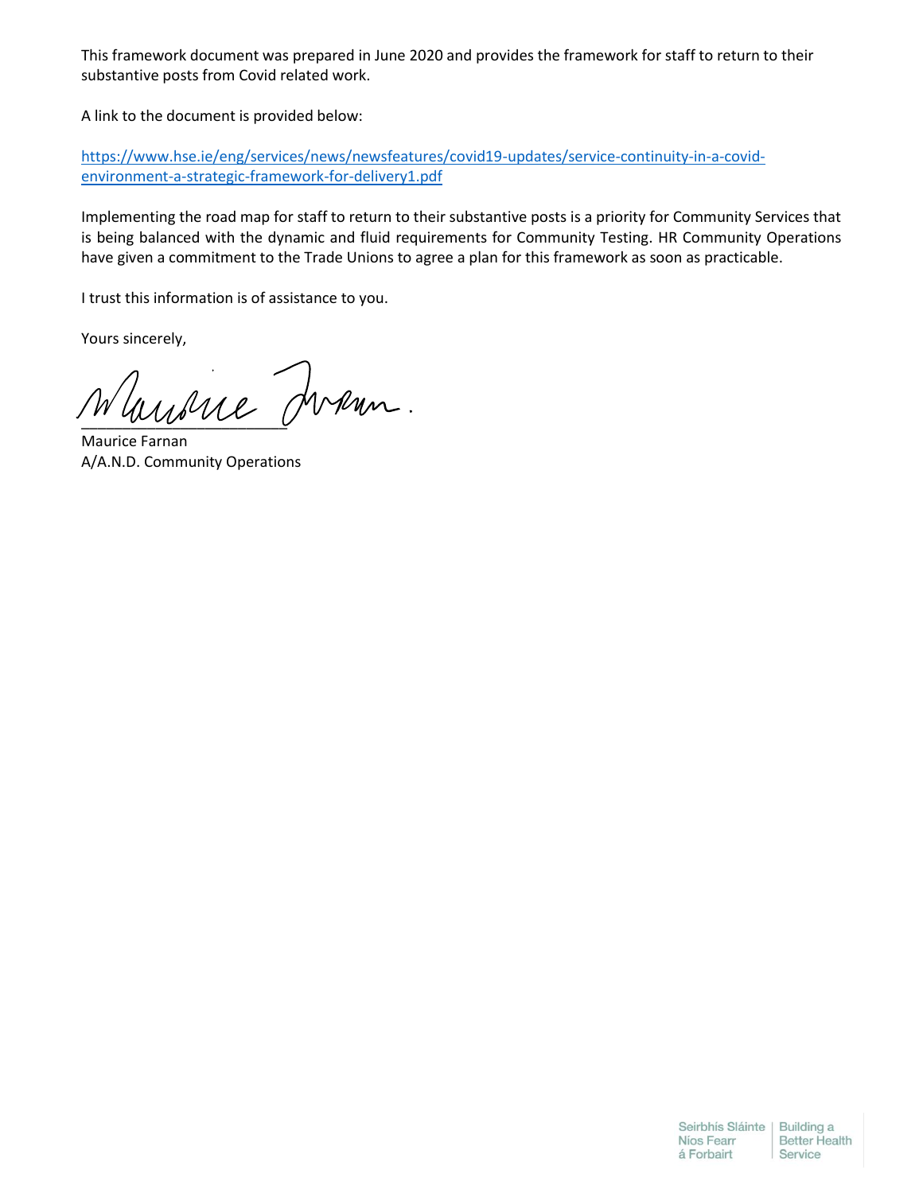This framework document was prepared in June 2020 and provides the framework for staff to return to their substantive posts from Covid related work.

A link to the document is provided below:

[https://www.hse.ie/eng/services/news/newsfeatures/covid19-updates/service-continuity-in-a-covid-environment-a-strategic-framework-for-delivery1.pdf](https://www.hse.ie/eng/services/news/newsfeatures/covid19-updates/service-continuity-in-a-covid-environment-a-strategic-framework-for-delivery1.pdf)

Implementing the road map for staff to return to their substantive posts is a priority for Community Services that is being balanced with the dynamic and fluid requirements for Community Testing. HR Community Operations have given a commitment to the Trade Unions to agree a plan for this framework as soon as practicable.

I trust this information is of assistance to you.

Yours sincerely,

Maurice Farnan
A/A.N.D. Community Operations

Seirbhís Sláinte Níos Fearr á Forbairt | Building a Better Health Service